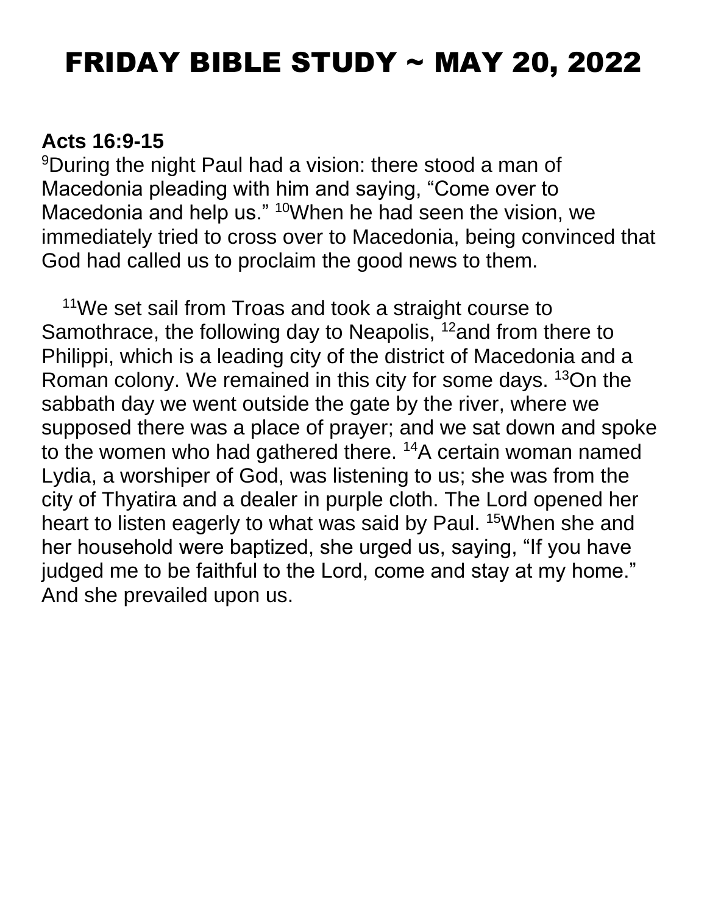# FRIDAY BIBLE STUDY ~ MAY 20, 2022

**Acts 16:9-15**

[9]During the night Paul had a vision: there stood a man of Macedonia pleading with him and saying, "Come over to Macedonia and help us." [10]When he had seen the vision, we immediately tried to cross over to Macedonia, being convinced that God had called us to proclaim the good news to them.

[11]We set sail from Troas and took a straight course to Samothrace, the following day to Neapolis, [12]and from there to Philippi, which is a leading city of the district of Macedonia and a Roman colony. We remained in this city for some days. [13]On the sabbath day we went outside the gate by the river, where we supposed there was a place of prayer; and we sat down and spoke to the women who had gathered there. [14]A certain woman named Lydia, a worshiper of God, was listening to us; she was from the city of Thyatira and a dealer in purple cloth. The Lord opened her heart to listen eagerly to what was said by Paul. [15]When she and her household were baptized, she urged us, saying, "If you have judged me to be faithful to the Lord, come and stay at my home." And she prevailed upon us.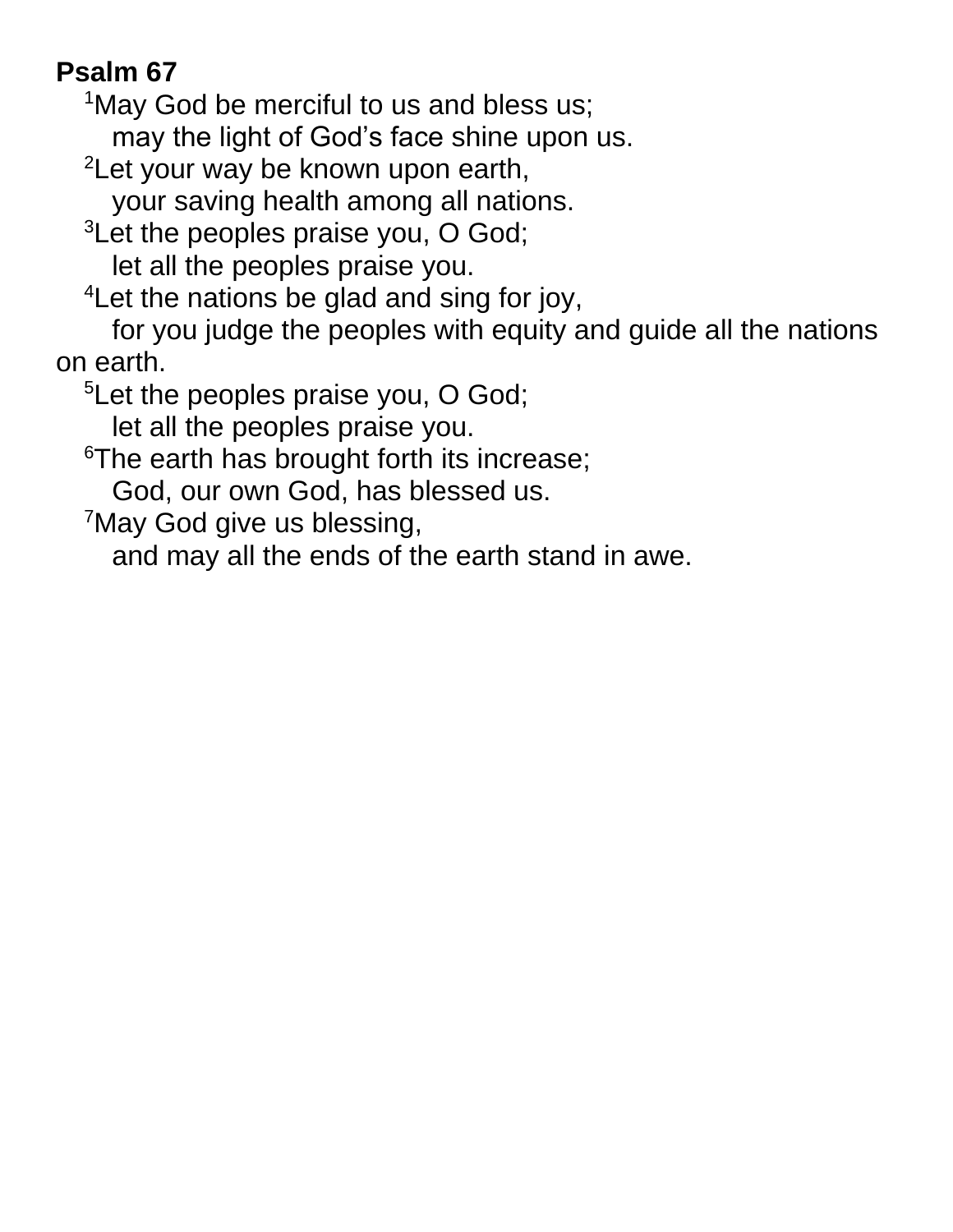**Psalm 67**

[1]May God be merciful to us and bless us;
may the light of God's face shine upon us.
[2]Let your way be known upon earth,
your saving health among all nations.
[3]Let the peoples praise you, O God;
let all the peoples praise you.
[4]Let the nations be glad and sing for joy,
for you judge the peoples with equity and guide all the nations on earth.
[5]Let the peoples praise you, O God;
let all the peoples praise you.
[6]The earth has brought forth its increase;
God, our own God, has blessed us.
[7]May God give us blessing,
and may all the ends of the earth stand in awe.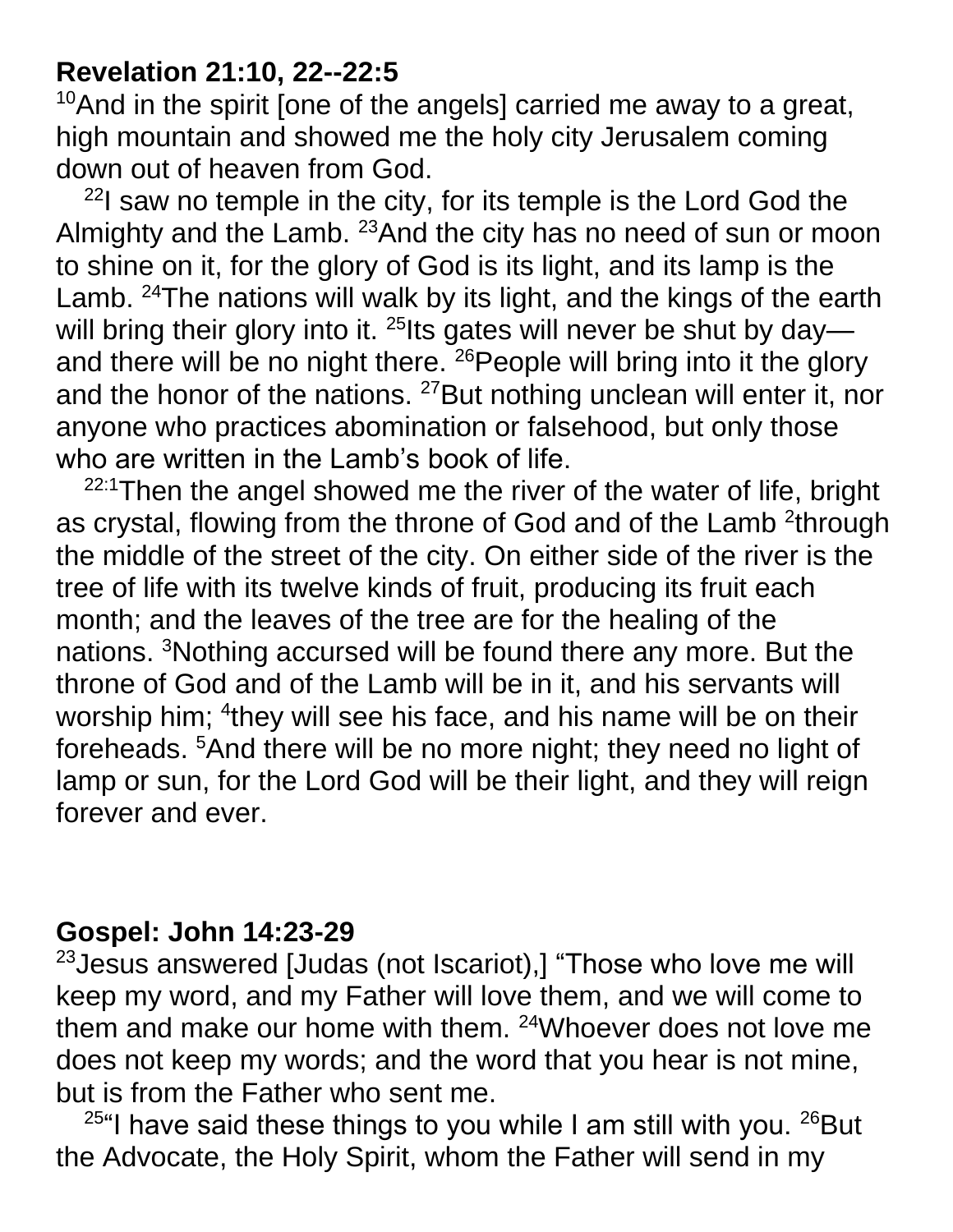**Revelation 21:10, 22--22:5**

[10]And in the spirit [one of the angels] carried me away to a great, high mountain and showed me the holy city Jerusalem coming down out of heaven from God.

[22]I saw no temple in the city, for its temple is the Lord God the Almighty and the Lamb. [23]And the city has no need of sun or moon to shine on it, for the glory of God is its light, and its lamp is the Lamb. [24]The nations will walk by its light, and the kings of the earth will bring their glory into it. [25]Its gates will never be shut by day—and there will be no night there. [26]People will bring into it the glory and the honor of the nations. [27]But nothing unclean will enter it, nor anyone who practices abomination or falsehood, but only those who are written in the Lamb's book of life.

[22:1]Then the angel showed me the river of the water of life, bright as crystal, flowing from the throne of God and of the Lamb [2]through the middle of the street of the city. On either side of the river is the tree of life with its twelve kinds of fruit, producing its fruit each month; and the leaves of the tree are for the healing of the nations. [3]Nothing accursed will be found there any more. But the throne of God and of the Lamb will be in it, and his servants will worship him; [4]they will see his face, and his name will be on their foreheads. [5]And there will be no more night; they need no light of lamp or sun, for the Lord God will be their light, and they will reign forever and ever.

**Gospel: John 14:23-29**

[23]Jesus answered [Judas (not Iscariot),] "Those who love me will keep my word, and my Father will love them, and we will come to them and make our home with them. [24]Whoever does not love me does not keep my words; and the word that you hear is not mine, but is from the Father who sent me.

[25]"I have said these things to you while I am still with you. [26]But the Advocate, the Holy Spirit, whom the Father will send in my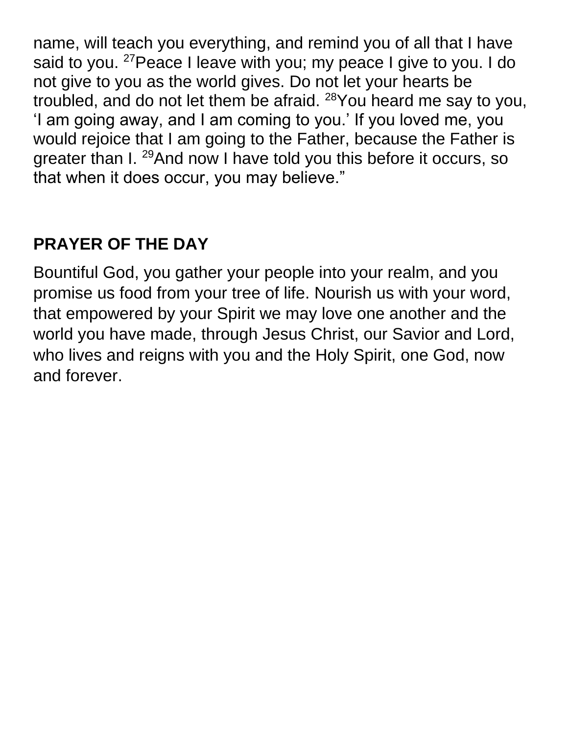name, will teach you everything, and remind you of all that I have said to you. [27]Peace I leave with you; my peace I give to you. I do not give to you as the world gives. Do not let your hearts be troubled, and do not let them be afraid. [28]You heard me say to you, 'I am going away, and I am coming to you.' If you loved me, you would rejoice that I am going to the Father, because the Father is greater than I. [29]And now I have told you this before it occurs, so that when it does occur, you may believe."

## PRAYER OF THE DAY

Bountiful God, you gather your people into your realm, and you promise us food from your tree of life. Nourish us with your word, that empowered by your Spirit we may love one another and the world you have made, through Jesus Christ, our Savior and Lord, who lives and reigns with you and the Holy Spirit, one God, now and forever.